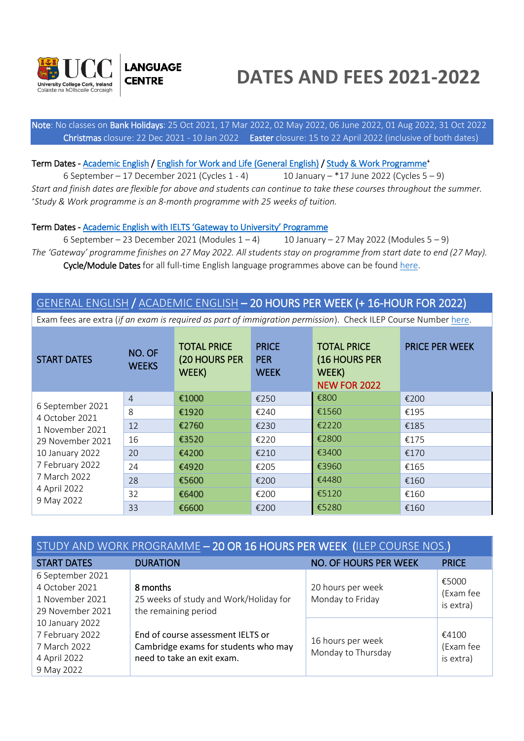UCC University College Cork, Ireland
Coláiste na hOllscoile Corcaigh
**LANGUAGE CENTRE**

# DATES AND FEES 2021-2022

**Note**: No classes on **Bank Holidays**: 25 Oct 2021, 17 Mar 2022, 02 May 2022, 06 June 2022, 01 Aug 2022, 31 Oct 2022
**Christmas** closure: 22 Dec 2021 - 10 Jan 2022 **Easter** closure: 15 to 22 April 2022 (inclusive of both dates)

**Term Dates** - Academic English / English for Work and Life (General English) / Study & Work Programme+

6 September – 17 December 2021 (Cycles 1 - 4) 10 January – *17 June 2022 (Cycles 5 – 9)

*Start and finish dates are flexible for above and students can continue to take these courses throughout the summer.*
*+Study & Work programme is an 8-month programme with 25 weeks of tuition.*

**Term Dates** - Academic English with IELTS 'Gateway to University' Programme

6 September – 23 December 2021 (Modules 1 – 4) 10 January – 27 May 2022 (Modules 5 – 9)

*The 'Gateway' programme finishes on 27 May 2022. All students stay on programme from start date to end (27 May).*

**Cycle/Module Dates** for all full-time English language programmes above can be found here.

## GENERAL ENGLISH / ACADEMIC ENGLISH – 20 HOURS PER WEEK (+ 16-HOUR FOR 2022)

Exam fees are extra (*if an exam is required as part of immigration permission*). Check ILEP Course Number here.

| START DATES | NO. OF WEEKS | TOTAL PRICE (20 HOURS PER WEEK) | PRICE PER WEEK | TOTAL PRICE (16 HOURS PER WEEK) NEW FOR 2022 | PRICE PER WEEK |
|---|---|---|---|---|---|
| 6 September 2021<br>4 October 2021<br>1 November 2021<br>29 November 2021<br>10 January 2022<br>7 February 2022<br>7 March 2022<br>4 April 2022<br>9 May 2022 | 4 | €1000 | €250 | €800 | €200 |
| | 8 | €1920 | €240 | €1560 | €195 |
| | 12 | €2760 | €230 | €2220 | €185 |
| | 16 | €3520 | €220 | €2800 | €175 |
| | 20 | €4200 | €210 | €3400 | €170 |
| | 24 | €4920 | €205 | €3960 | €165 |
| | 28 | €5600 | €200 | €4480 | €160 |
| | 32 | €6400 | €200 | €5120 | €160 |
| | 33 | €6600 | €200 | €5280 | €160 |

## STUDY AND WORK PROGRAMME – 20 OR 16 HOURS PER WEEK (ILEP COURSE NOS.)

| START DATES | DURATION | NO. OF HOURS PER WEEK | PRICE |
|---|---|---|---|
| 6 September 2021<br>4 October 2021<br>1 November 2021<br>29 November 2021<br>10 January 2022<br>7 February 2022<br>7 March 2022<br>4 April 2022<br>9 May 2022 | **8 months**<br>25 weeks of study and Work/Holiday for the remaining period<br><br>End of course assessment IELTS or Cambridge exams for students who may need to take an exit exam. | 20 hours per week<br>Monday to Friday | €5000 (Exam fee is extra) |
| | | 16 hours per week<br>Monday to Thursday | €4100 (Exam fee is extra) |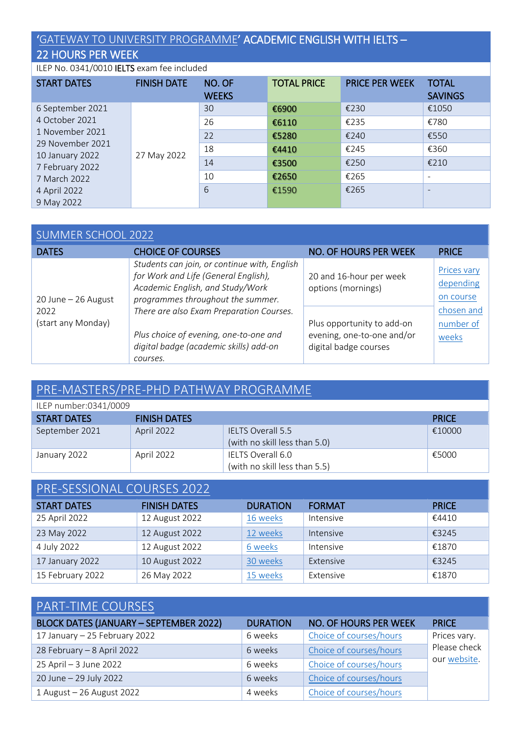## 'GATEWAY TO UNIVERSITY PROGRAMME' ACADEMIC ENGLISH WITH IELTS – 22 HOURS PER WEEK

ILEP No. 0341/0010 **IELTS** exam fee included

| START DATES | FINISH DATE | NO. OF WEEKS | TOTAL PRICE | PRICE PER WEEK | TOTAL SAVINGS |
|---|---|---|---|---|---|
| 6 September 2021 | 27 May 2022 | 30 | **€6900** | €230 | €1050 |
| 4 October 2021 | | 26 | **€6110** | €235 | €780 |
| 1 November 2021 | | 22 | **€5280** | €240 | €550 |
| 29 November 2021 | | 18 | **€4410** | €245 | €360 |
| 10 January 2022 | | 14 | **€3500** | €250 | €210 |
| 7 February 2022 | | 10 | **€2650** | €265 | - |
| 7 March 2022<br>4 April 2022<br>9 May 2022 | | 6 | **€1590** | €265 | - |

## SUMMER SCHOOL 2022

| DATES | CHOICE OF COURSES | NO. OF HOURS PER WEEK | PRICE |
|---|---|---|---|
| 20 June – 26 August 2022<br>(start any Monday) | *Students can join, or continue with, English for Work and Life (General English), Academic English, and Study/Work programmes throughout the summer. There are also Exam Preparation Courses.* | 20 and 16-hour per week options (mornings) | Prices vary depending on course chosen and number of weeks |
| | *Plus choice of evening, one-to-one and digital badge (academic skills) add-on courses.* | Plus opportunity to add-on evening, one-to-one and/or digital badge courses | |

## PRE-MASTERS/PRE-PHD PATHWAY PROGRAMME

ILEP number:0341/0009

| START DATES | FINISH DATES | | PRICE |
|---|---|---|---|
| September 2021 | April 2022 | IELTS Overall 5.5<br>(with no skill less than 5.0) | €10000 |
| January 2022 | April 2022 | IELTS Overall 6.0<br>(with no skill less than 5.5) | €5000 |

## PRE-SESSIONAL COURSES 2022

| START DATES | FINISH DATES | DURATION | FORMAT | PRICE |
|---|---|---|---|---|
| 25 April 2022 | 12 August 2022 | 16 weeks | Intensive | €4410 |
| 23 May 2022 | 12 August 2022 | 12 weeks | Intensive | €3245 |
| 4 July 2022 | 12 August 2022 | 6 weeks | Intensive | €1870 |
| 17 January 2022 | 10 August 2022 | 30 weeks | Extensive | €3245 |
| 15 February 2022 | 26 May 2022 | 15 weeks | Extensive | €1870 |

## PART-TIME COURSES

| BLOCK DATES (JANUARY – SEPTEMBER 2022) | DURATION | NO. OF HOURS PER WEEK | PRICE |
|---|---|---|---|
| 17 January – 25 February 2022 | 6 weeks | Choice of courses/hours | Prices vary. Please check our website. |
| 28 February – 8 April 2022 | 6 weeks | Choice of courses/hours | |
| 25 April – 3 June 2022 | 6 weeks | Choice of courses/hours | |
| 20 June – 29 July 2022 | 6 weeks | Choice of courses/hours | |
| 1 August – 26 August 2022 | 4 weeks | Choice of courses/hours | |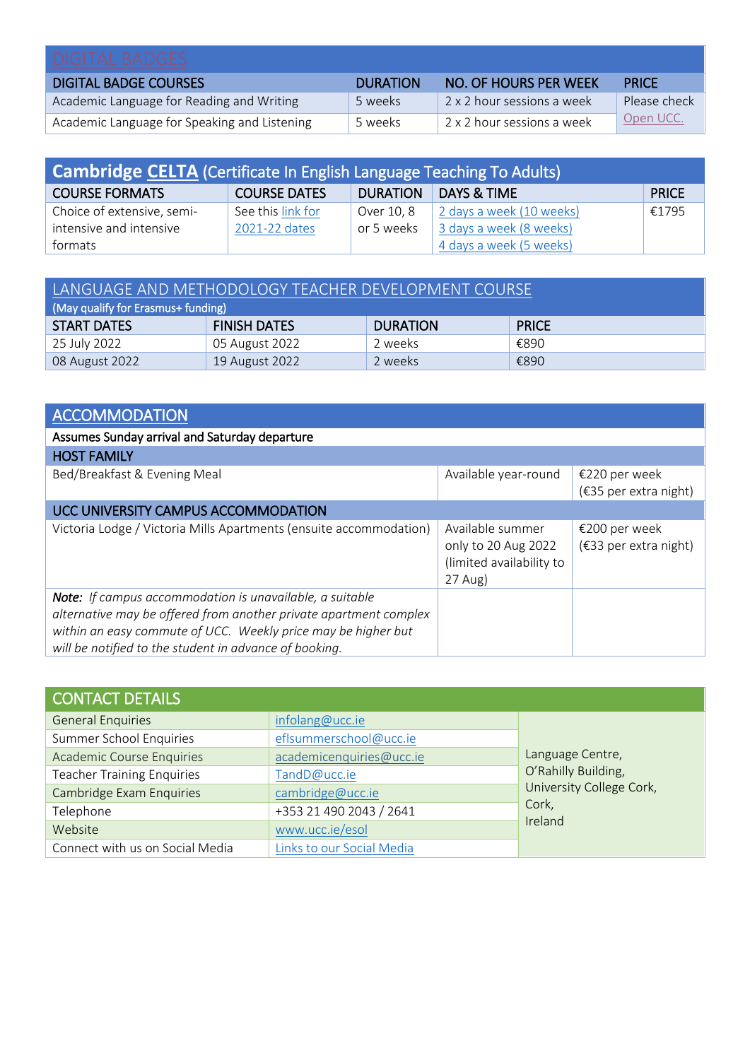| DIGITAL BADGES | | | |
|---|---|---|---|
| DIGITAL BADGE COURSES | DURATION | NO. OF HOURS PER WEEK | PRICE |
| Academic Language for Reading and Writing | 5 weeks | 2 x 2 hour sessions a week | Please check Open UCC. |
| Academic Language for Speaking and Listening | 5 weeks | 2 x 2 hour sessions a week | |

| Cambridge CELTA (Certificate In English Language Teaching To Adults) | | | | |
|---|---|---|---|---|
| COURSE FORMATS | COURSE DATES | DURATION | DAYS & TIME | PRICE |
| Choice of extensive, semi-intensive and intensive formats | See this link for 2021-22 dates | Over 10, 8 or 5 weeks | 2 days a week (10 weeks)<br>3 days a week (8 weeks)<br>4 days a week (5 weeks) | €1795 |

| LANGUAGE AND METHODOLOGY TEACHER DEVELOPMENT COURSE (May qualify for Erasmus+ funding) | | | |
|---|---|---|---|
| START DATES | FINISH DATES | DURATION | PRICE |
| 25 July 2022 | 05 August 2022 | 2 weeks | €890 |
| 08 August 2022 | 19 August 2022 | 2 weeks | €890 |

| ACCOMMODATION | | |
|---|---|---|
| Assumes Sunday arrival and Saturday departure | | |
| HOST FAMILY | | |
| Bed/Breakfast & Evening Meal | Available year-round | €220 per week (€35 per extra night) |
| UCC UNIVERSITY CAMPUS ACCOMMODATION | | |
| Victoria Lodge / Victoria Mills Apartments (ensuite accommodation) | Available summer only to 20 Aug 2022 (limited availability to 27 Aug) | €200 per week (€33 per extra night) |
| ***Note:*** *If campus accommodation is unavailable, a suitable alternative may be offered from another private apartment complex within an easy commute of UCC. Weekly price may be higher but will be notified to the student in advance of booking.* | | |

| CONTACT DETAILS | | |
|---|---|---|
| General Enquiries | infolang@ucc.ie | Language Centre, O'Rahilly Building, University College Cork, Cork, Ireland |
| Summer School Enquiries | eflsummerschool@ucc.ie | |
| Academic Course Enquiries | academicenquiries@ucc.ie | |
| Teacher Training Enquiries | TandD@ucc.ie | |
| Cambridge Exam Enquiries | cambridge@ucc.ie | |
| Telephone | +353 21 490 2043 / 2641 | |
| Website | www.ucc.ie/esol | |
| Connect with us on Social Media | Links to our Social Media | |